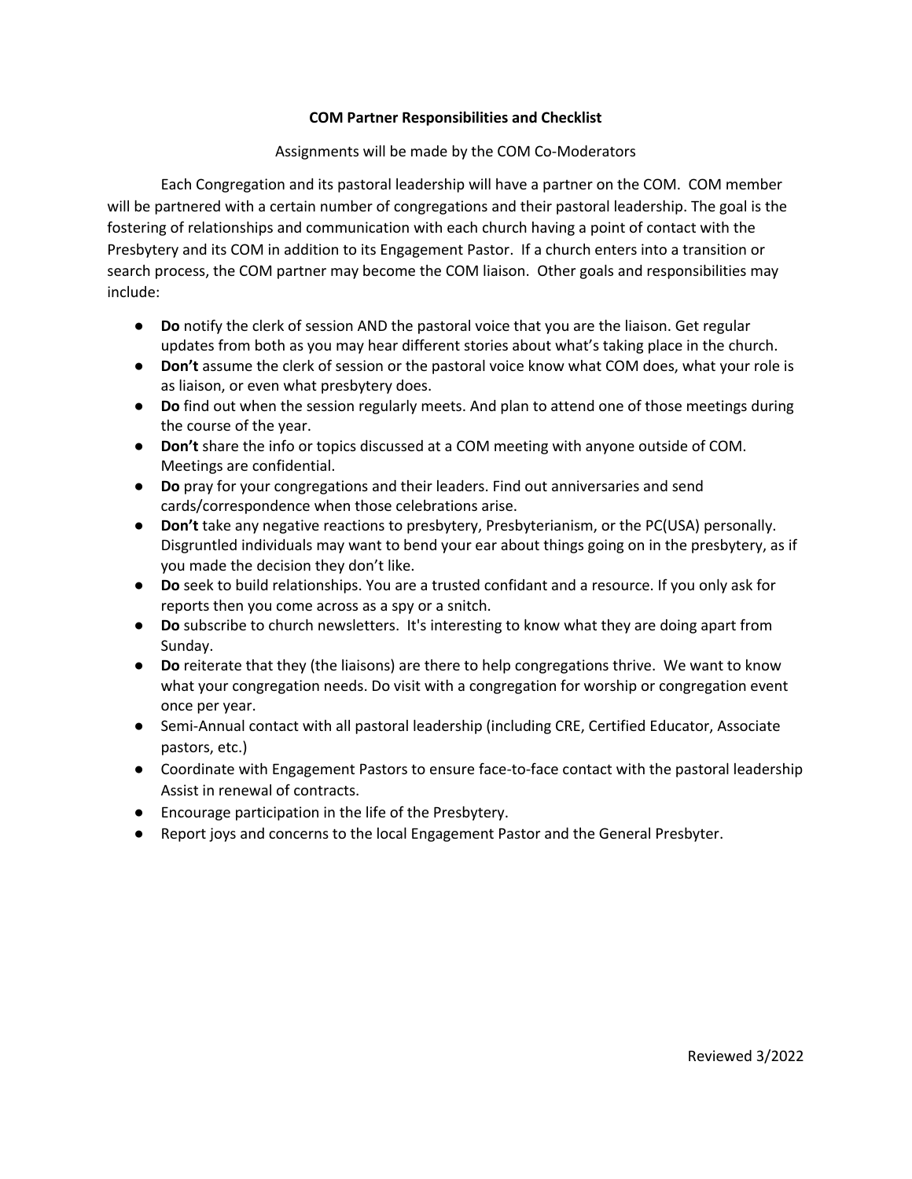**COM Partner Responsibilities and Checklist**

Assignments will be made by the COM Co-Moderators

Each Congregation and its pastoral leadership will have a partner on the COM. COM member will be partnered with a certain number of congregations and their pastoral leadership. The goal is the fostering of relationships and communication with each church having a point of contact with the Presbytery and its COM in addition to its Engagement Pastor. If a church enters into a transition or search process, the COM partner may become the COM liaison. Other goals and responsibilities may include:

- **Do** notify the clerk of session AND the pastoral voice that you are the liaison. Get regular updates from both as you may hear different stories about what's taking place in the church.
- **Don't** assume the clerk of session or the pastoral voice know what COM does, what your role is as liaison, or even what presbytery does.
- **Do** find out when the session regularly meets. And plan to attend one of those meetings during the course of the year.
- **Don't** share the info or topics discussed at a COM meeting with anyone outside of COM. Meetings are confidential.
- **Do** pray for your congregations and their leaders. Find out anniversaries and send cards/correspondence when those celebrations arise.
- **Don't** take any negative reactions to presbytery, Presbyterianism, or the PC(USA) personally. Disgruntled individuals may want to bend your ear about things going on in the presbytery, as if you made the decision they don't like.
- **Do** seek to build relationships. You are a trusted confidant and a resource. If you only ask for reports then you come across as a spy or a snitch.
- **Do** subscribe to church newsletters. It's interesting to know what they are doing apart from Sunday.
- **Do** reiterate that they (the liaisons) are there to help congregations thrive. We want to know what your congregation needs. Do visit with a congregation for worship or congregation event once per year.
- Semi-Annual contact with all pastoral leadership (including CRE, Certified Educator, Associate pastors, etc.)
- Coordinate with Engagement Pastors to ensure face-to-face contact with the pastoral leadership Assist in renewal of contracts.
- Encourage participation in the life of the Presbytery.
- Report joys and concerns to the local Engagement Pastor and the General Presbyter.

Reviewed 3/2022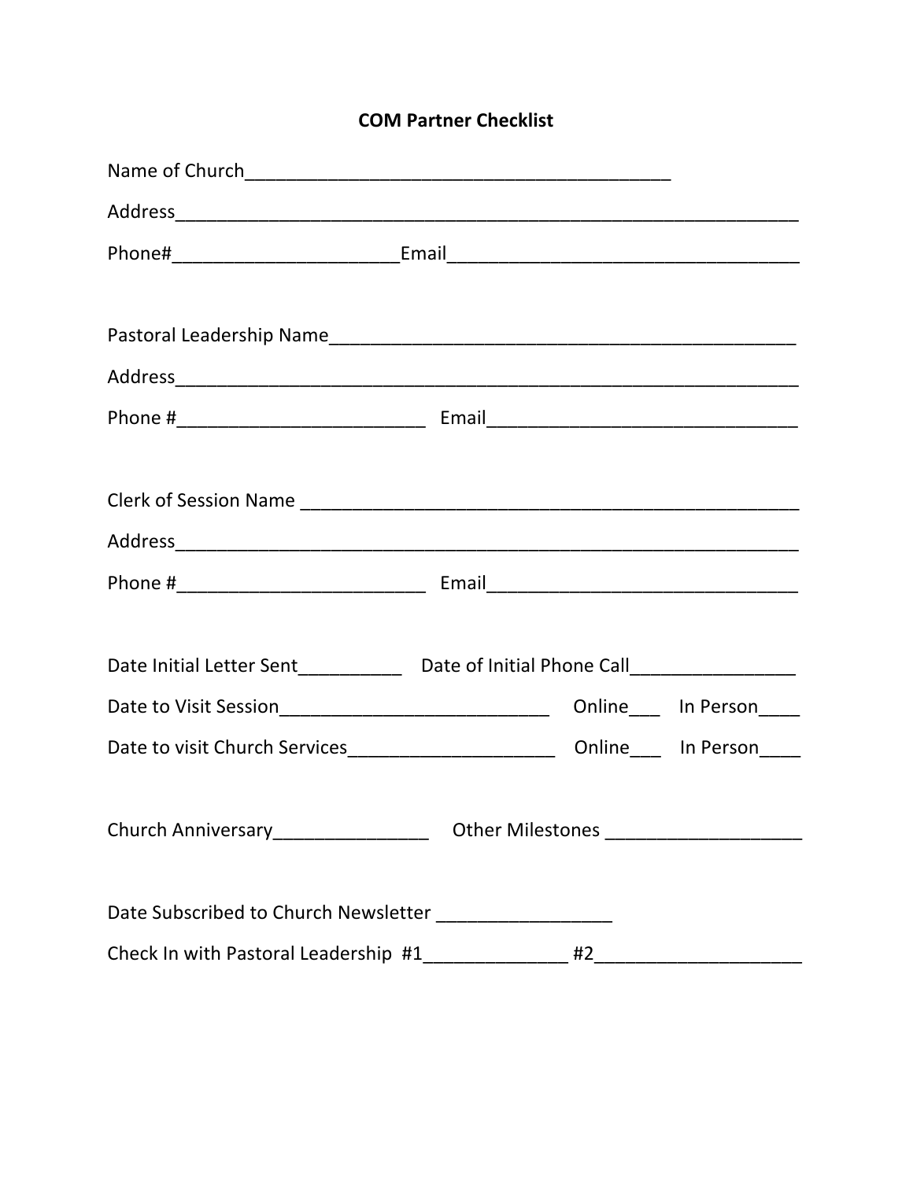# COM Partner Checklist

Name of Church___________________________________________

Address_________________________________________________________________

Phone#______________________Email__________________________________

Pastoral Leadership Name_______________________________________________

Address_________________________________________________________________

Phone #________________________ Email______________________________

Clerk of Session Name __________________________________________________

Address_________________________________________________________________

Phone #________________________ Email______________________________

Date Initial Letter Sent__________ Date of Initial Phone Call________________

Date to Visit Session__________________________ Online___ In Person____

Date to visit Church Services____________________ Online___ In Person____

Church Anniversary_______________ Other Milestones ___________________

Date Subscribed to Church Newsletter _________________

Check In with Pastoral Leadership #1______________ #2____________________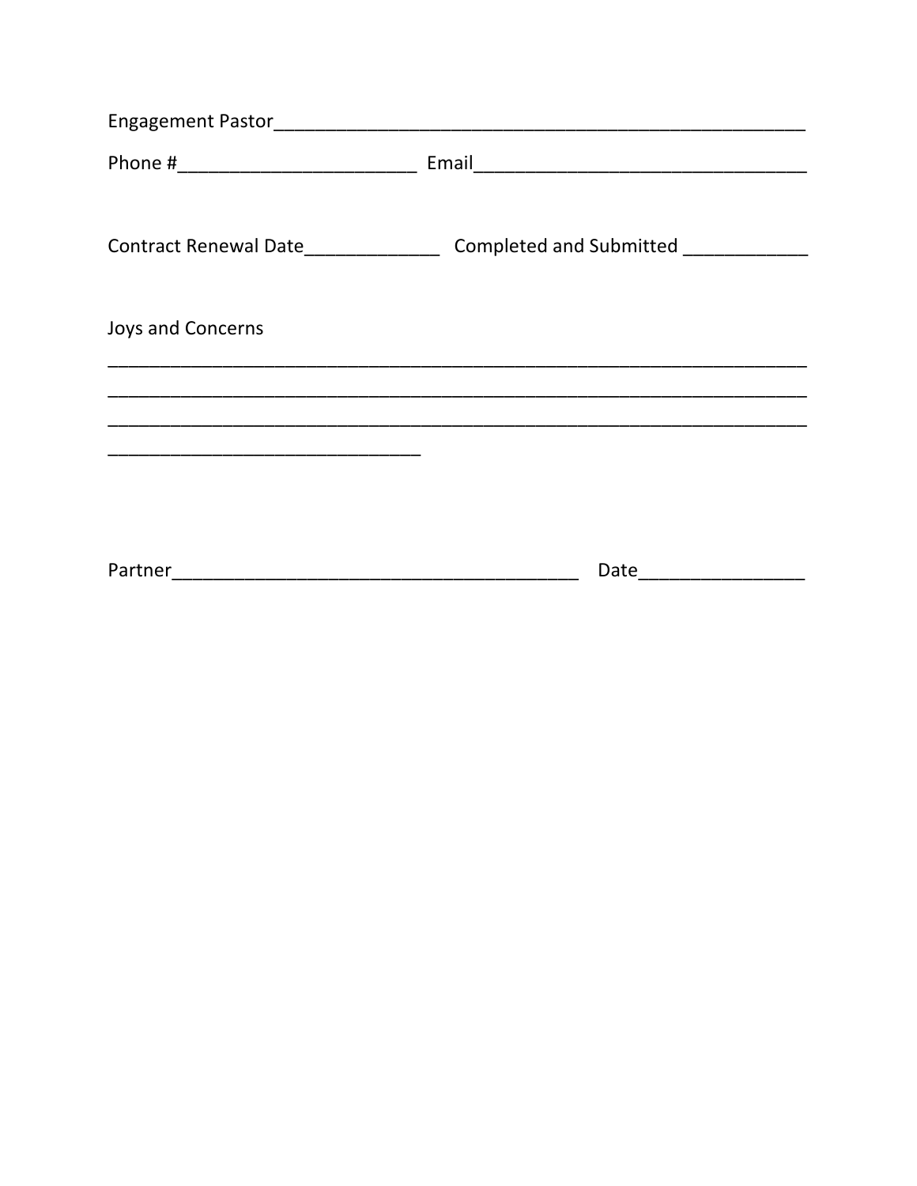Engagement Pastor_______________________________________________________

Phone #________________________ Email________________________________

Contract Renewal Date_____________ Completed and Submitted ____________

Joys and Concerns

______________________________________________________________________
______________________________________________________________________
______________________________________________________________________
_______________________________

Partner_________________________________________ Date________________